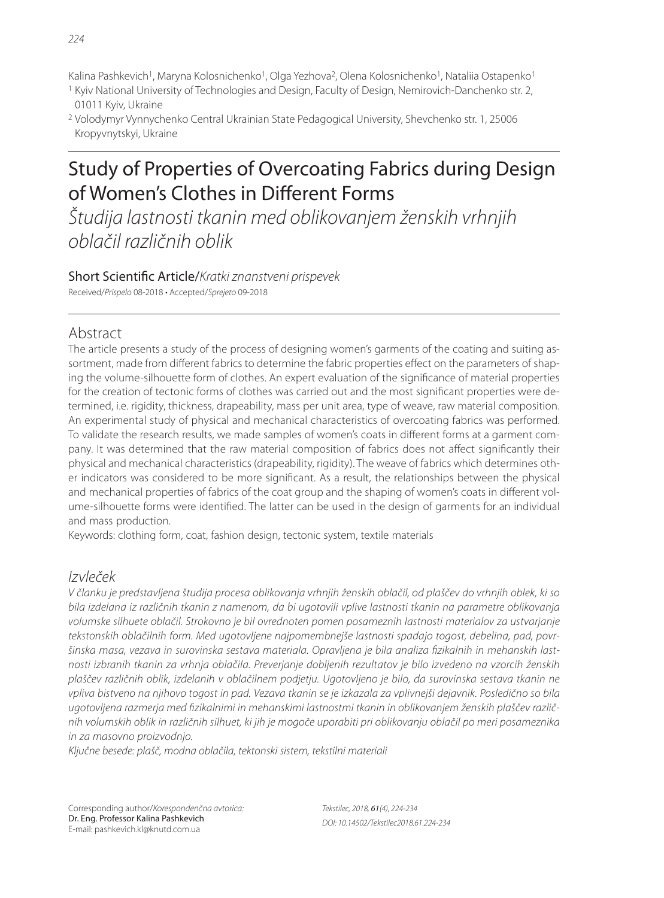Kalina Pashkevich[1], Maryna Kolosnichenko[1], Olga Yezhova[2], Olena Kolosnichenko[1], Nataliia Ostapenko[1]

[1] Kyiv National University of Technologies and Design, Faculty of Design, Nemirovich-Danchenko str. 2, 01011 Kyiv, Ukraine

[2] Volodymyr Vynnychenko Central Ukrainian State Pedagogical University, Shevchenko str. 1, 25006 Kropyvnytskyi, Ukraine

# Study of Properties of Overcoating Fabrics during Design of Women's Clothes in Different Forms

*Študija lastnosti tkanin med oblikovanjem ženskih vrhnjih oblačil različnih oblik*

Short Scientific Article/*Kratki znanstveni prispevek*

Received/*Prispelo* 08-2018 • Accepted/*Sprejeto* 09-2018

## Abstract

The article presents a study of the process of designing women's garments of the coating and suiting assortment, made from different fabrics to determine the fabric properties effect on the parameters of shaping the volume-silhouette form of clothes. An expert evaluation of the significance of material properties for the creation of tectonic forms of clothes was carried out and the most significant properties were determined, i.e. rigidity, thickness, drapeability, mass per unit area, type of weave, raw material composition. An experimental study of physical and mechanical characteristics of overcoating fabrics was performed. To validate the research results, we made samples of women's coats in different forms at a garment company. It was determined that the raw material composition of fabrics does not affect significantly their physical and mechanical characteristics (drapeability, rigidity). The weave of fabrics which determines other indicators was considered to be more significant. As a result, the relationships between the physical and mechanical properties of fabrics of the coat group and the shaping of women's coats in different volume-silhouette forms were identified. The latter can be used in the design of garments for an individual and mass production.

Keywords: clothing form, coat, fashion design, tectonic system, textile materials

## *Izvleček*

*V članku je predstavljena študija procesa oblikovanja vrhnjih ženskih oblačil, od plaščev do vrhnjih oblek, ki so bila izdelana iz različnih tkanin z namenom, da bi ugotovili vplive lastnosti tkanin na parametre oblikovanja volumske silhuete oblačil. Strokovno je bil ovrednoten pomen posameznih lastnosti materialov za ustvarjanje tekstonskih oblačilnih form. Med ugotovljene najpomembnejše lastnosti spadajo togost, debelina, pad, površinska masa, vezava in surovinska sestava materiala. Opravljena je bila analiza fizikalnih in mehanskih lastnosti izbranih tkanin za vrhnja oblačila. Preverjanje dobljenih rezultatov je bilo izvedeno na vzorcih ženskih plaščev različnih oblik, izdelanih v oblačilnem podjetju. Ugotovljeno je bilo, da surovinska sestava tkanin ne vpliva bistveno na njihovo togost in pad. Vezava tkanin se je izkazala za vplivnejši dejavnik. Posledično so bila ugotovljena razmerja med fizikalnimi in mehanskimi lastnostmi tkanin in oblikovanjem ženskih plaščev različnih volumskih oblik in različnih silhuet, ki jih je mogoče uporabiti pri oblikovanju oblačil po meri posameznika in za masovno proizvodnjo.*

*Ključne besede: plašč, modna oblačila, tektonski sistem, tekstilni materiali*

Corresponding author/*Korespondenčna avtorica:*
Dr. Eng. Professor Kalina Pashkevich
E-mail: pashkevich.kl@knutd.com.ua

*DOI: 10.14502/Tekstilec2018.61.224-234*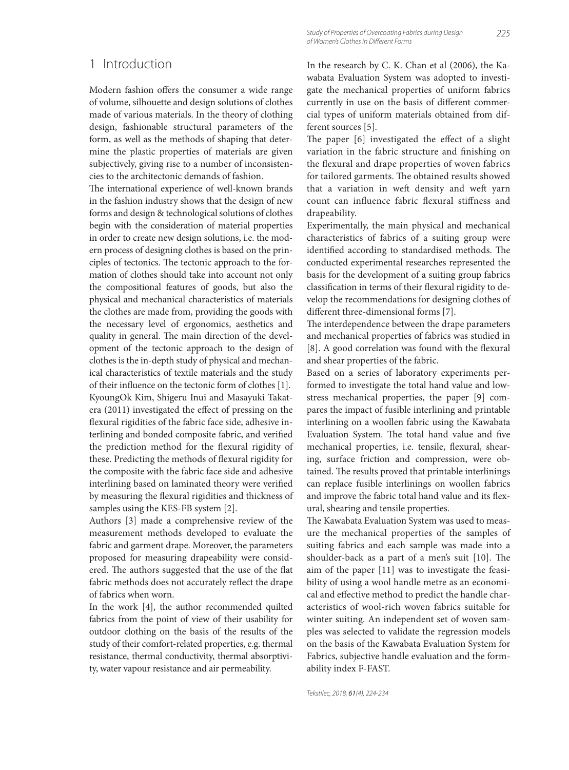# 1 Introduction

Modern fashion offers the consumer a wide range of volume, silhouette and design solutions of clothes made of various materials. In the theory of clothing design, fashionable structural parameters of the form, as well as the methods of shaping that determine the plastic properties of materials are given subjectively, giving rise to a number of inconsistencies to the architectonic demands of fashion.

The international experience of well-known brands in the fashion industry shows that the design of new forms and design & technological solutions of clothes begin with the consideration of material properties in order to create new design solutions, i.e. the modern process of designing clothes is based on the principles of tectonics. The tectonic approach to the formation of clothes should take into account not only the compositional features of goods, but also the physical and mechanical characteristics of materials the clothes are made from, providing the goods with the necessary level of ergonomics, aesthetics and quality in general. The main direction of the development of the tectonic approach to the design of clothes is the in-depth study of physical and mechanical characteristics of textile materials and the study of their influence on the tectonic form of clothes [1].

KyoungOk Kim, Shigeru Inui and Masayuki Takatera (2011) investigated the effect of pressing on the flexural rigidities of the fabric face side, adhesive interlining and bonded composite fabric, and verified the prediction method for the flexural rigidity of these. Predicting the methods of flexural rigidity for the composite with the fabric face side and adhesive interlining based on laminated theory were verified by measuring the flexural rigidities and thickness of samples using the KES-FB system [2].

Authors [3] made a comprehensive review of the measurement methods developed to evaluate the fabric and garment drape. Moreover, the parameters proposed for measuring drapeability were considered. The authors suggested that the use of the flat fabric methods does not accurately reflect the drape of fabrics when worn.

In the work [4], the author recommended quilted fabrics from the point of view of their usability for outdoor clothing on the basis of the results of the study of their comfort-related properties, e.g. thermal resistance, thermal conductivity, thermal absorptivity, water vapour resistance and air permeability.

In the research by C. K. Chan et al (2006), the Kawabata Evaluation System was adopted to investigate the mechanical properties of uniform fabrics currently in use on the basis of different commercial types of uniform materials obtained from different sources [5].

The paper [6] investigated the effect of a slight variation in the fabric structure and finishing on the flexural and drape properties of woven fabrics for tailored garments. The obtained results showed that a variation in weft density and weft yarn count can influence fabric flexural stiffness and drapeability.

Experimentally, the main physical and mechanical characteristics of fabrics of a suiting group were identified according to standardised methods. The conducted experimental researches represented the basis for the development of a suiting group fabrics classification in terms of their flexural rigidity to develop the recommendations for designing clothes of different three-dimensional forms [7].

The interdependence between the drape parameters and mechanical properties of fabrics was studied in [8]. A good correlation was found with the flexural and shear properties of the fabric.

Based on a series of laboratory experiments performed to investigate the total hand value and low-stress mechanical properties, the paper [9] compares the impact of fusible interlining and printable interlining on a woollen fabric using the Kawabata Evaluation System. The total hand value and five mechanical properties, i.e. tensile, flexural, shearing, surface friction and compression, were obtained. The results proved that printable interlinings can replace fusible interlinings on woollen fabrics and improve the fabric total hand value and its flexural, shearing and tensile properties.

The Kawabata Evaluation System was used to measure the mechanical properties of the samples of suiting fabrics and each sample was made into a shoulder-back as a part of a men's suit [10]. The aim of the paper [11] was to investigate the feasibility of using a wool handle metre as an economical and effective method to predict the handle characteristics of wool-rich woven fabrics suitable for winter suiting. An independent set of woven samples was selected to validate the regression models on the basis of the Kawabata Evaluation System for Fabrics, subjective handle evaluation and the formability index F-FAST.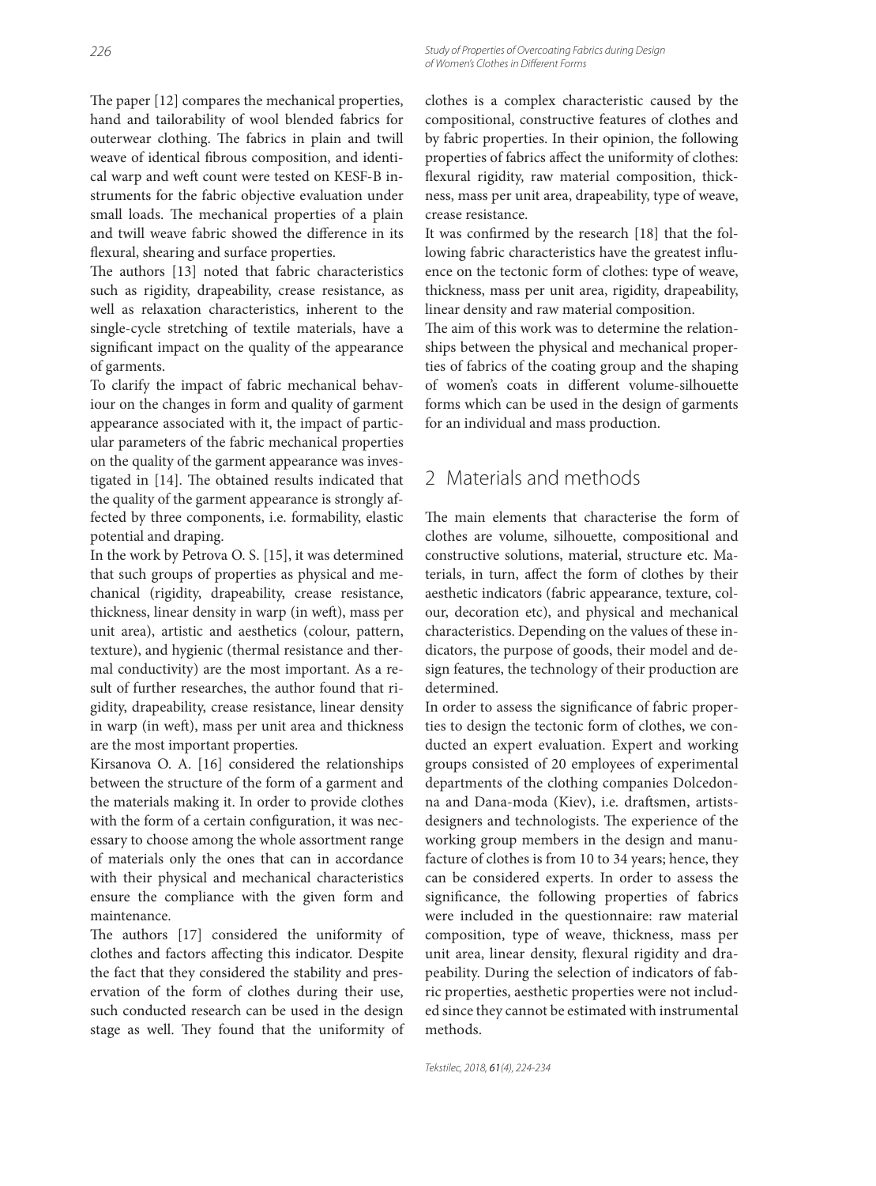The paper [12] compares the mechanical properties, hand and tailorability of wool blended fabrics for outerwear clothing. The fabrics in plain and twill weave of identical fibrous composition, and identical warp and weft count were tested on KESF-B instruments for the fabric objective evaluation under small loads. The mechanical properties of a plain and twill weave fabric showed the difference in its flexural, shearing and surface properties.

The authors [13] noted that fabric characteristics such as rigidity, drapeability, crease resistance, as well as relaxation characteristics, inherent to the single-cycle stretching of textile materials, have a significant impact on the quality of the appearance of garments.

To clarify the impact of fabric mechanical behaviour on the changes in form and quality of garment appearance associated with it, the impact of particular parameters of the fabric mechanical properties on the quality of the garment appearance was investigated in [14]. The obtained results indicated that the quality of the garment appearance is strongly affected by three components, i.e. formability, elastic potential and draping.

In the work by Petrova O. S. [15], it was determined that such groups of properties as physical and mechanical (rigidity, drapeability, crease resistance, thickness, linear density in warp (in weft), mass per unit area), artistic and aesthetics (colour, pattern, texture), and hygienic (thermal resistance and thermal conductivity) are the most important. As a result of further researches, the author found that rigidity, drapeability, crease resistance, linear density in warp (in weft), mass per unit area and thickness are the most important properties.

Kirsanova O. A. [16] considered the relationships between the structure of the form of a garment and the materials making it. In order to provide clothes with the form of a certain configuration, it was necessary to choose among the whole assortment range of materials only the ones that can in accordance with their physical and mechanical characteristics ensure the compliance with the given form and maintenance.

The authors [17] considered the uniformity of clothes and factors affecting this indicator. Despite the fact that they considered the stability and preservation of the form of clothes during their use, such conducted research can be used in the design stage as well. They found that the uniformity of clothes is a complex characteristic caused by the compositional, constructive features of clothes and by fabric properties. In their opinion, the following properties of fabrics affect the uniformity of clothes: flexural rigidity, raw material composition, thickness, mass per unit area, drapeability, type of weave, crease resistance.

It was confirmed by the research [18] that the following fabric characteristics have the greatest influence on the tectonic form of clothes: type of weave, thickness, mass per unit area, rigidity, drapeability, linear density and raw material composition.

The aim of this work was to determine the relationships between the physical and mechanical properties of fabrics of the coating group and the shaping of women's coats in different volume-silhouette forms which can be used in the design of garments for an individual and mass production.

## 2 Materials and methods

The main elements that characterise the form of clothes are volume, silhouette, compositional and constructive solutions, material, structure etc. Materials, in turn, affect the form of clothes by their aesthetic indicators (fabric appearance, texture, colour, decoration etc), and physical and mechanical characteristics. Depending on the values of these indicators, the purpose of goods, their model and design features, the technology of their production are determined.

In order to assess the significance of fabric properties to design the tectonic form of clothes, we conducted an expert evaluation. Expert and working groups consisted of 20 employees of experimental departments of the clothing companies Dolcedonna and Dana-moda (Kiev), i.e. draftsmen, artists-designers and technologists. The experience of the working group members in the design and manufacture of clothes is from 10 to 34 years; hence, they can be considered experts. In order to assess the significance, the following properties of fabrics were included in the questionnaire: raw material composition, type of weave, thickness, mass per unit area, linear density, flexural rigidity and drapeability. During the selection of indicators of fabric properties, aesthetic properties were not included since they cannot be estimated with instrumental methods.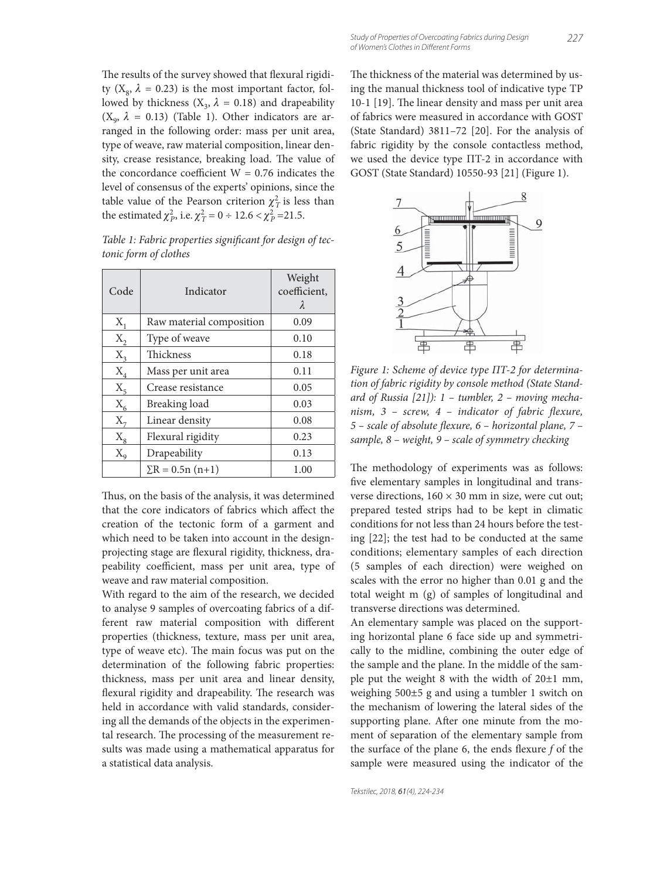The results of the survey showed that flexural rigidity ($X_8$, $\lambda$ = 0.23) is the most important factor, followed by thickness ($X_3$, $\lambda$ = 0.18) and drapeability ($X_9$, $\lambda$ = 0.13) (Table 1). Other indicators are arranged in the following order: mass per unit area, type of weave, raw material composition, linear density, crease resistance, breaking load. The value of the concordance coefficient W = 0.76 indicates the level of consensus of the experts' opinions, since the table value of the Pearson criterion $\chi^2_T$ is less than the estimated $\chi^2_P$, i.e. $\chi^2_T = 0 \div 12.6 < \chi^2_P = 21.5$.

*Table 1: Fabric properties significant for design of tectonic form of clothes*

| Code | Indicator | Weight coefficient, $\lambda$ |
|---|---|---|
| $X_1$ | Raw material composition | 0.09 |
| $X_2$ | Type of weave | 0.10 |
| $X_3$ | Thickness | 0.18 |
| $X_4$ | Mass per unit area | 0.11 |
| $X_5$ | Crease resistance | 0.05 |
| $X_6$ | Breaking load | 0.03 |
| $X_7$ | Linear density | 0.08 |
| $X_8$ | Flexural rigidity | 0.23 |
| $X_9$ | Drapeability | 0.13 |
| | $\sum R = 0.5n\,(n+1)$ | 1.00 |

Thus, on the basis of the analysis, it was determined that the core indicators of fabrics which affect the creation of the tectonic form of a garment and which need to be taken into account in the design-projecting stage are flexural rigidity, thickness, drapeability coefficient, mass per unit area, type of weave and raw material composition.

With regard to the aim of the research, we decided to analyse 9 samples of overcoating fabrics of a different raw material composition with different properties (thickness, texture, mass per unit area, type of weave etc). The main focus was put on the determination of the following fabric properties: thickness, mass per unit area and linear density, flexural rigidity and drapeability. The research was held in accordance with valid standards, considering all the demands of the objects in the experimental research. The processing of the measurement results was made using a mathematical apparatus for a statistical data analysis.

The thickness of the material was determined by using the manual thickness tool of indicative type TP 10-1 [19]. The linear density and mass per unit area of fabrics were measured in accordance with GOST (State Standard) 3811–72 [20]. For the analysis of fabric rigidity by the console contactless method, we used the device type ПТ-2 in accordance with GOST (State Standard) 10550-93 [21] (Figure 1).

*Figure 1: Scheme of device type ПТ-2 for determination of fabric rigidity by console method (State Standard of Russia [21]): 1 – tumbler, 2 – moving mechanism, 3 – screw, 4 – indicator of fabric flexure, 5 – scale of absolute flexure, 6 – horizontal plane, 7 – sample, 8 – weight, 9 – scale of symmetry checking*

The methodology of experiments was as follows: five elementary samples in longitudinal and transverse directions, 160 × 30 mm in size, were cut out; prepared tested strips had to be kept in climatic conditions for not less than 24 hours before the testing [22]; the test had to be conducted at the same conditions; elementary samples of each direction (5 samples of each direction) were weighed on scales with the error no higher than 0.01 g and the total weight m (g) of samples of longitudinal and transverse directions was determined.

An elementary sample was placed on the supporting horizontal plane 6 face side up and symmetrically to the midline, combining the outer edge of the sample and the plane. In the middle of the sample put the weight 8 with the width of 20±1 mm, weighing 500±5 g and using a tumbler 1 switch on the mechanism of lowering the lateral sides of the supporting plane. After one minute from the moment of separation of the elementary sample from the surface of the plane 6, the ends flexure *f* of the sample were measured using the indicator of the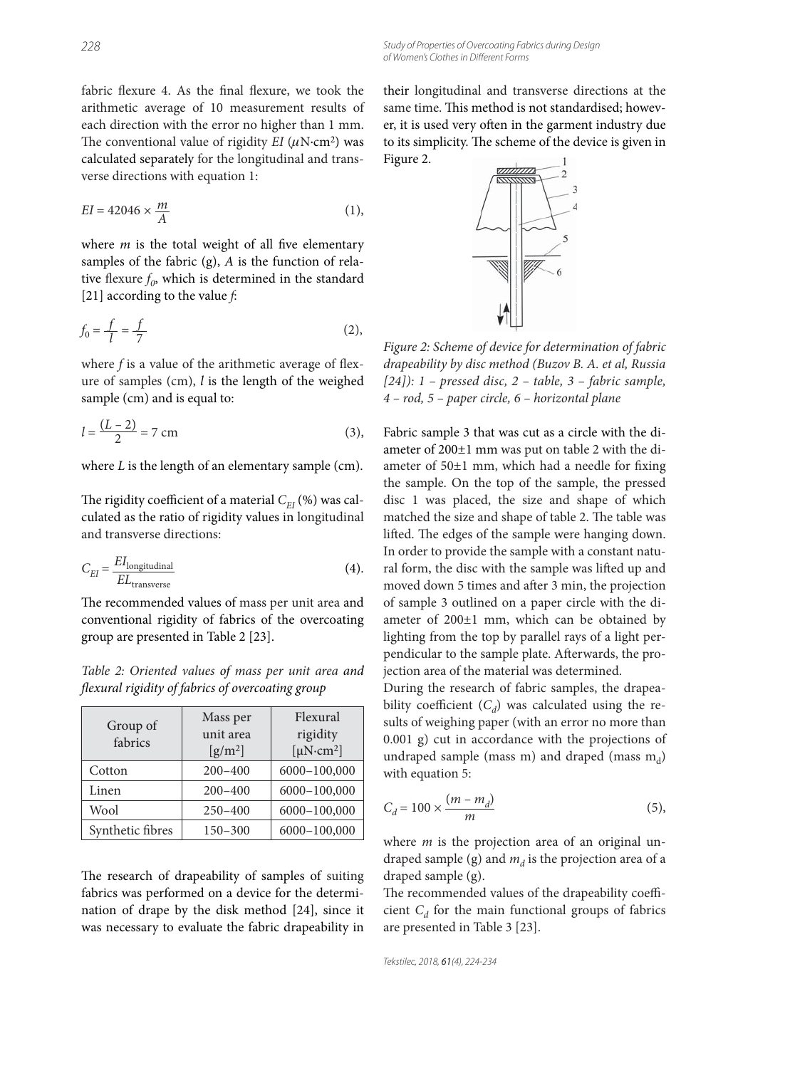fabric flexure 4. As the final flexure, we took the arithmetic average of 10 measurement results of each direction with the error no higher than 1 mm. The conventional value of rigidity $EI$ ($\mu$N·cm²) was calculated separately for the longitudinal and transverse directions with equation 1:

$$EI = 42046 \times \frac{m}{A} \quad (1),$$

where $m$ is the total weight of all five elementary samples of the fabric (g), $A$ is the function of relative flexure $f_0$, which is determined in the standard [21] according to the value $f$:

$$f_0 = \frac{f}{l} = \frac{f}{7} \quad (2),$$

where $f$ is a value of the arithmetic average of flexure of samples (cm), $l$ is the length of the weighed sample (cm) and is equal to:

$$l = \frac{(L-2)}{2} = 7 \text{ cm} \quad (3),$$

where $L$ is the length of an elementary sample (cm).

The rigidity coefficient of a material $C_{EI}$ (%) was calculated as the ratio of rigidity values in longitudinal and transverse directions:

$$C_{EI} = \frac{EI_{\text{longitudinal}}}{EL_{\text{transverse}}} \quad (4).$$

The recommended values of mass per unit area and conventional rigidity of fabrics of the overcoating group are presented in Table 2 [23].

*Table 2: Oriented values of mass per unit area and flexural rigidity of fabrics of overcoating group*

| Group of fabrics | Mass per unit area [g/m²] | Flexural rigidity [μN·cm²] |
|---|---|---|
| Cotton | 200–400 | 6000–100,000 |
| Linen | 200–400 | 6000–100,000 |
| Wool | 250–400 | 6000–100,000 |
| Synthetic fibres | 150–300 | 6000–100,000 |

The research of drapeability of samples of suiting fabrics was performed on a device for the determination of drape by the disk method [24], since it was necessary to evaluate the fabric drapeability in their longitudinal and transverse directions at the same time. This method is not standardised; however, it is used very often in the garment industry due to its simplicity. The scheme of the device is given in Figure 2.

*Figure 2: Scheme of device for determination of fabric drapeability by disc method (Buzov B. A. et al, Russia [24]): 1 – pressed disc, 2 – table, 3 – fabric sample, 4 – rod, 5 – paper circle, 6 – horizontal plane*

Fabric sample 3 that was cut as a circle with the diameter of 200±1 mm was put on table 2 with the diameter of 50±1 mm, which had a needle for fixing the sample. On the top of the sample, the pressed disc 1 was placed, the size and shape of which matched the size and shape of table 2. The table was lifted. The edges of the sample were hanging down. In order to provide the sample with a constant natural form, the disc with the sample was lifted up and moved down 5 times and after 3 min, the projection of sample 3 outlined on a paper circle with the diameter of 200±1 mm, which can be obtained by lighting from the top by parallel rays of a light perpendicular to the sample plate. Afterwards, the projection area of the material was determined.

During the research of fabric samples, the drapeability coefficient ($C_d$) was calculated using the results of weighing paper (with an error no more than 0.001 g) cut in accordance with the projections of undraped sample (mass m) and draped (mass $m_d$) with equation 5:

$$C_d = 100 \times \frac{(m - m_d)}{m} \quad (5),$$

where $m$ is the projection area of an original undraped sample (g) and $m_d$ is the projection area of a draped sample (g).

The recommended values of the drapeability coefficient $C_d$ for the main functional groups of fabrics are presented in Table 3 [23].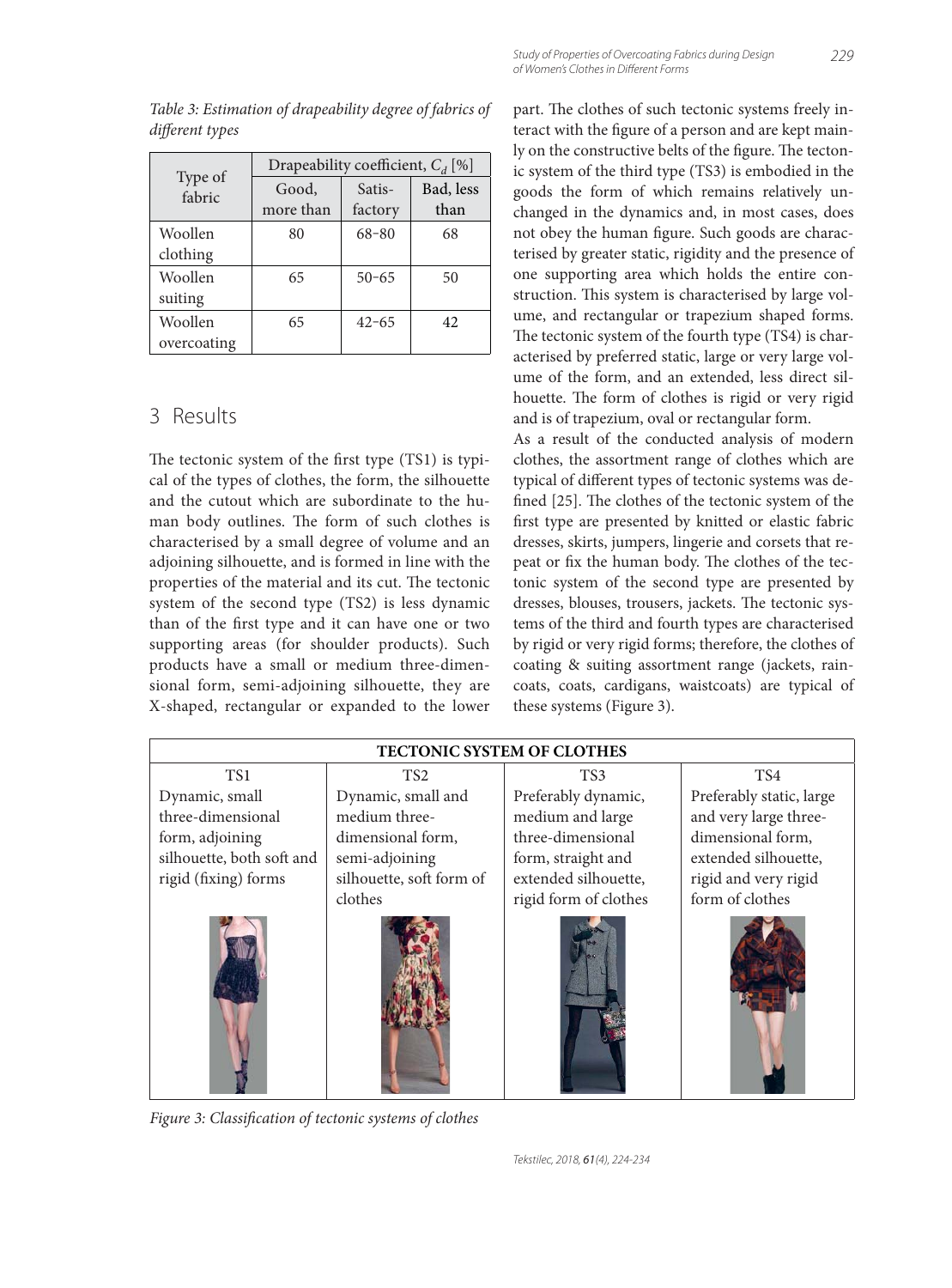*Table 3: Estimation of drapeability degree of fabrics of different types*

| Type of fabric | Drapeability coefficient, $C_d$ [%] | | |
|---|---|---|---|
| | Good, more than | Satis-factory | Bad, less than |
| Woollen clothing | 80 | 68–80 | 68 |
| Woollen suiting | 65 | 50–65 | 50 |
| Woollen overcoating | 65 | 42–65 | 42 |

## 3 Results

The tectonic system of the first type (TS1) is typical of the types of clothes, the form, the silhouette and the cutout which are subordinate to the human body outlines. The form of such clothes is characterised by a small degree of volume and an adjoining silhouette, and is formed in line with the properties of the material and its cut. The tectonic system of the second type (TS2) is less dynamic than of the first type and it can have one or two supporting areas (for shoulder products). Such products have a small or medium three-dimensional form, semi-adjoining silhouette, they are X-shaped, rectangular or expanded to the lower part. The clothes of such tectonic systems freely interact with the figure of a person and are kept mainly on the constructive belts of the figure. The tectonic system of the third type (TS3) is embodied in the goods the form of which remains relatively unchanged in the dynamics and, in most cases, does not obey the human figure. Such goods are characterised by greater static, rigidity and the presence of one supporting area which holds the entire construction. This system is characterised by large volume, and rectangular or trapezium shaped forms. The tectonic system of the fourth type (TS4) is characterised by preferred static, large or very large volume of the form, and an extended, less direct silhouette. The form of clothes is rigid or very rigid and is of trapezium, oval or rectangular form.

As a result of the conducted analysis of modern clothes, the assortment range of clothes which are typical of different types of tectonic systems was defined [25]. The clothes of the tectonic system of the first type are presented by knitted or elastic fabric dresses, skirts, jumpers, lingerie and corsets that repeat or fix the human body. The clothes of the tectonic system of the second type are presented by dresses, blouses, trousers, jackets. The tectonic systems of the third and fourth types are characterised by rigid or very rigid forms; therefore, the clothes of coating & suiting assortment range (jackets, raincoats, coats, cardigans, waistcoats) are typical of these systems (Figure 3).

| TECTONIC SYSTEM OF CLOTHES | | | |
|---|---|---|---|
| TS1 | TS2 | TS3 | TS4 |
| Dynamic, small three-dimensional form, adjoining silhouette, both soft and rigid (fixing) forms | Dynamic, small and medium three-dimensional form, semi-adjoining silhouette, soft form of clothes | Preferably dynamic, medium and large three-dimensional form, straight and extended silhouette, rigid form of clothes | Preferably static, large and very large three-dimensional form, extended silhouette, rigid and very rigid form of clothes |

*Figure 3: Classification of tectonic systems of clothes*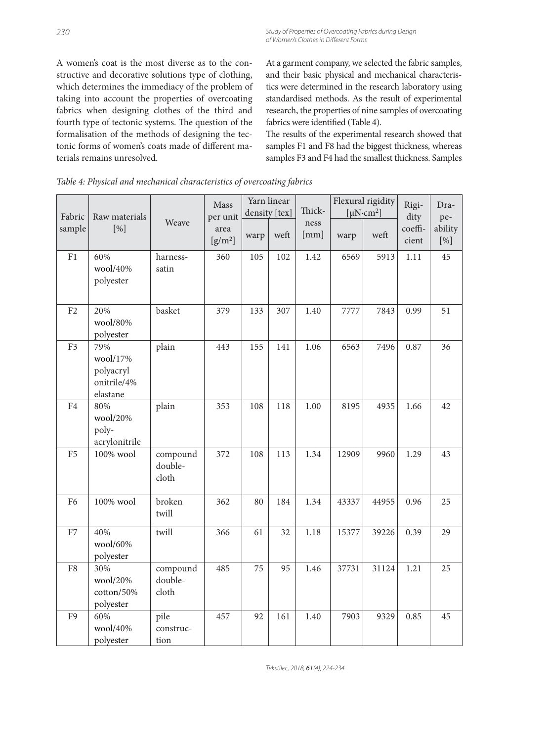A women's coat is the most diverse as to the constructive and decorative solutions type of clothing, which determines the immediacy of the problem of taking into account the properties of overcoating fabrics when designing clothes of the third and fourth type of tectonic systems. The question of the formalisation of the methods of designing the tectonic forms of women's coats made of different materials remains unresolved.

At a garment company, we selected the fabric samples, and their basic physical and mechanical characteristics were determined in the research laboratory using standardised methods. As the result of experimental research, the properties of nine samples of overcoating fabrics were identified (Table 4).

The results of the experimental research showed that samples F1 and F8 had the biggest thickness, whereas samples F3 and F4 had the smallest thickness. Samples

*Table 4: Physical and mechanical characteristics of overcoating fabrics*

| Fabric sample | Raw materials [%] | Weave | Mass per unit area [g/m$^2$] | Yarn linear density [tex] | | Thickness [mm] | Flexural rigidity [μN·cm$^2$] | | Rigidity coefficient | Drapeability [%] |
|---|---|---|---|---|---|---|---|---|---|---|
| | | | | warp | weft | | warp | weft | | |
| F1 | 60% wool/40% polyester | harness-satin | 360 | 105 | 102 | 1.42 | 6569 | 5913 | 1.11 | 45 |
| F2 | 20% wool/80% polyester | basket | 379 | 133 | 307 | 1.40 | 7777 | 7843 | 0.99 | 51 |
| F3 | 79% wool/17% polyacrylonitrile/4% elastane | plain | 443 | 155 | 141 | 1.06 | 6563 | 7496 | 0.87 | 36 |
| F4 | 80% wool/20% polyacrylonitrile | plain | 353 | 108 | 118 | 1.00 | 8195 | 4935 | 1.66 | 42 |
| F5 | 100% wool | compound double-cloth | 372 | 108 | 113 | 1.34 | 12909 | 9960 | 1.29 | 43 |
| F6 | 100% wool | broken twill | 362 | 80 | 184 | 1.34 | 43337 | 44955 | 0.96 | 25 |
| F7 | 40% wool/60% polyester | twill | 366 | 61 | 32 | 1.18 | 15377 | 39226 | 0.39 | 29 |
| F8 | 30% wool/20% cotton/50% polyester | compound double-cloth | 485 | 75 | 95 | 1.46 | 37731 | 31124 | 1.21 | 25 |
| F9 | 60% wool/40% polyester | pile construction | 457 | 92 | 161 | 1.40 | 7903 | 9329 | 0.85 | 45 |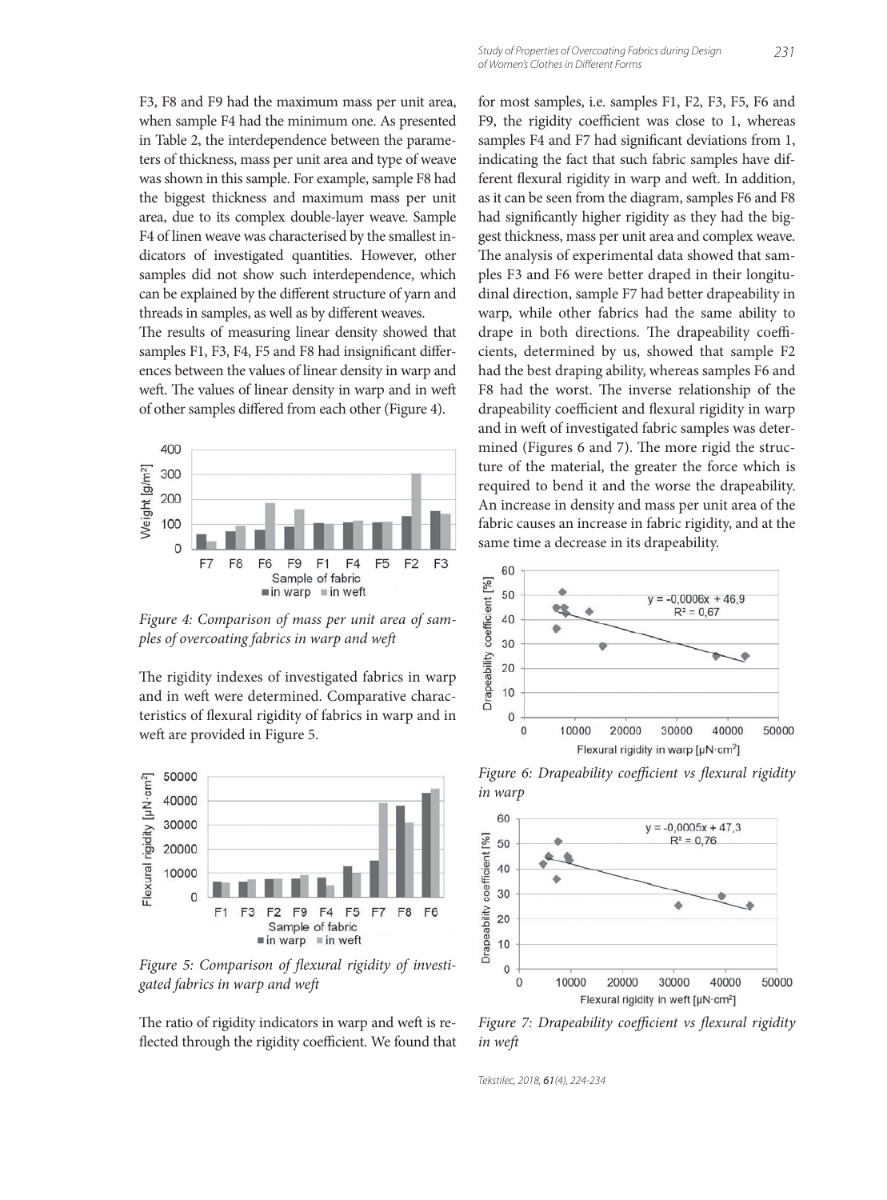F3, F8 and F9 had the maximum mass per unit area, when sample F4 had the minimum one. As presented in Table 2, the interdependence between the parameters of thickness, mass per unit area and type of weave was shown in this sample. For example, sample F8 had the biggest thickness and maximum mass per unit area, due to its complex double-layer weave. Sample F4 of linen weave was characterised by the smallest indicators of investigated quantities. However, other samples did not show such interdependence, which can be explained by the different structure of yarn and threads in samples, as well as by different weaves.

The results of measuring linear density showed that samples F1, F3, F4, F5 and F8 had insignificant differences between the values of linear density in warp and weft. The values of linear density in warp and in weft of other samples differed from each other (Figure 4).

*Figure 4: Comparison of mass per unit area of samples of overcoating fabrics in warp and weft*

The rigidity indexes of investigated fabrics in warp and in weft were determined. Comparative characteristics of flexural rigidity of fabrics in warp and in weft are provided in Figure 5.

*Figure 5: Comparison of flexural rigidity of investigated fabrics in warp and weft*

The ratio of rigidity indicators in warp and weft is reflected through the rigidity coefficient. We found that for most samples, i.e. samples F1, F2, F3, F5, F6 and F9, the rigidity coefficient was close to 1, whereas samples F4 and F7 had significant deviations from 1, indicating the fact that such fabric samples have different flexural rigidity in warp and weft. In addition, as it can be seen from the diagram, samples F6 and F8 had significantly higher rigidity as they had the biggest thickness, mass per unit area and complex weave. The analysis of experimental data showed that samples F3 and F6 were better draped in their longitudinal direction, sample F7 had better drapeability in warp, while other fabrics had the same ability to drape in both directions. The drapeability coefficients, determined by us, showed that sample F2 had the best draping ability, whereas samples F6 and F8 had the worst. The inverse relationship of the drapeability coefficient and flexural rigidity in warp and in weft of investigated fabric samples was determined (Figures 6 and 7). The more rigid the structure of the material, the greater the force which is required to bend it and the worse the drapeability. An increase in density and mass per unit area of the fabric causes an increase in fabric rigidity, and at the same time a decrease in its drapeability.

*Figure 6: Drapeability coefficient vs flexural rigidity in warp*

*Figure 7: Drapeability coefficient vs flexural rigidity in weft*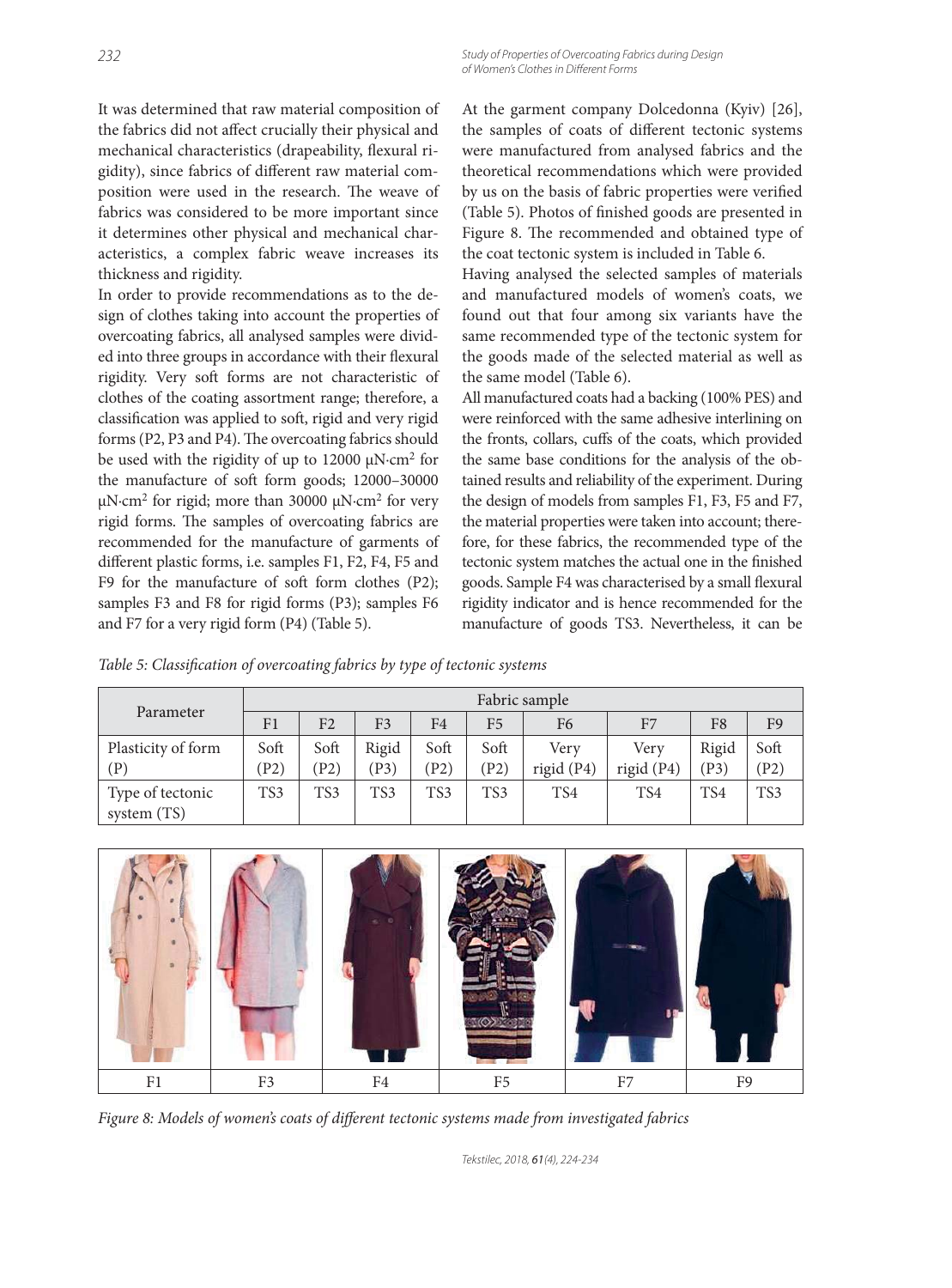It was determined that raw material composition of the fabrics did not affect crucially their physical and mechanical characteristics (drapeability, flexural rigidity), since fabrics of different raw material composition were used in the research. The weave of fabrics was considered to be more important since it determines other physical and mechanical characteristics, a complex fabric weave increases its thickness and rigidity.

In order to provide recommendations as to the design of clothes taking into account the properties of overcoating fabrics, all analysed samples were divided into three groups in accordance with their flexural rigidity. Very soft forms are not characteristic of clothes of the coating assortment range; therefore, a classification was applied to soft, rigid and very rigid forms (P2, P3 and P4). The overcoating fabrics should be used with the rigidity of up to 12000 μN·cm$^2$ for the manufacture of soft form goods; 12000–30000 μN·cm$^2$ for rigid; more than 30000 μN·cm$^2$ for very rigid forms. The samples of overcoating fabrics are recommended for the manufacture of garments of different plastic forms, i.e. samples F1, F2, F4, F5 and F9 for the manufacture of soft form clothes (P2); samples F3 and F8 for rigid forms (P3); samples F6 and F7 for a very rigid form (P4) (Table 5).

At the garment company Dolcedonna (Kyiv) [26], the samples of coats of different tectonic systems were manufactured from analysed fabrics and the theoretical recommendations which were provided by us on the basis of fabric properties were verified (Table 5). Photos of finished goods are presented in Figure 8. The recommended and obtained type of the coat tectonic system is included in Table 6.

Having analysed the selected samples of materials and manufactured models of women's coats, we found out that four among six variants have the same recommended type of the tectonic system for the goods made of the selected material as well as the same model (Table 6).

All manufactured coats had a backing (100% PES) and were reinforced with the same adhesive interlining on the fronts, collars, cuffs of the coats, which provided the same base conditions for the analysis of the obtained results and reliability of the experiment. During the design of models from samples F1, F3, F5 and F7, the material properties were taken into account; therefore, for these fabrics, the recommended type of the tectonic system matches the actual one in the finished goods. Sample F4 was characterised by a small flexural rigidity indicator and is hence recommended for the manufacture of goods TS3. Nevertheless, it can be

*Table 5: Classification of overcoating fabrics by type of tectonic systems*

| Parameter | Fabric sample | | | | | | | | |
|---|---|---|---|---|---|---|---|---|---|
| | F1 | F2 | F3 | F4 | F5 | F6 | F7 | F8 | F9 |
| Plasticity of form (P) | Soft (P2) | Soft (P2) | Rigid (P3) | Soft (P2) | Soft (P2) | Very rigid (P4) | Very rigid (P4) | Rigid (P3) | Soft (P2) |
| Type of tectonic system (TS) | TS3 | TS3 | TS3 | TS3 | TS3 | TS4 | TS4 | TS4 | TS3 |

| F1 | F3 | F4 | F5 | F7 | F9 |
|---|---|---|---|---|---|

*Figure 8: Models of women's coats of different tectonic systems made from investigated fabrics*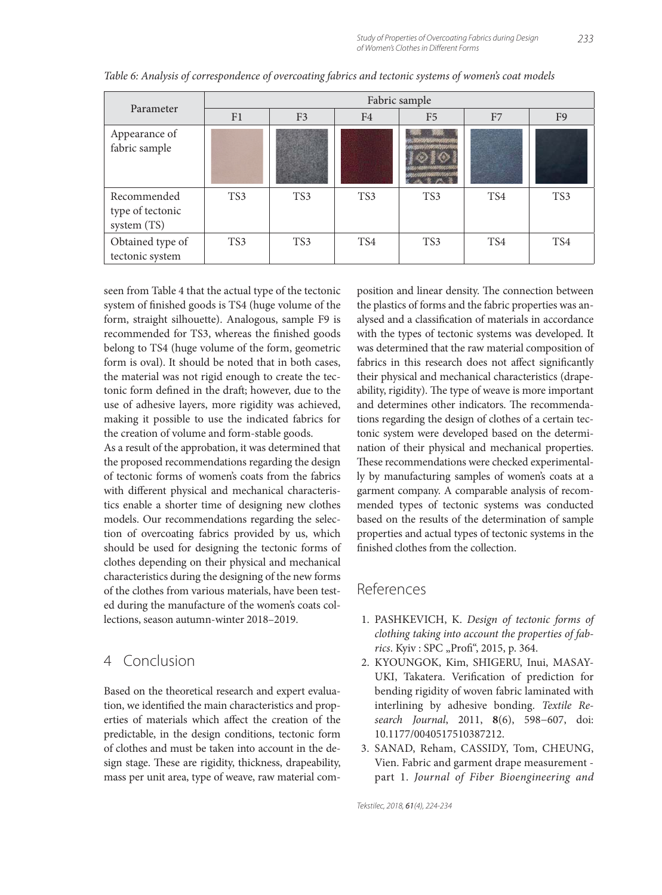*Table 6: Analysis of correspondence of overcoating fabrics and tectonic systems of women's coat models*

| Parameter | Fabric sample | | | | | |
|---|---|---|---|---|---|---|
| | F1 | F3 | F4 | F5 | F7 | F9 |
| Appearance of fabric sample | | | | | | |
| Recommended type of tectonic system (TS) | TS3 | TS3 | TS3 | TS3 | TS4 | TS3 |
| Obtained type of tectonic system | TS3 | TS3 | TS4 | TS3 | TS4 | TS4 |

seen from Table 4 that the actual type of the tectonic system of finished goods is TS4 (huge volume of the form, straight silhouette). Analogous, sample F9 is recommended for TS3, whereas the finished goods belong to TS4 (huge volume of the form, geometric form is oval). It should be noted that in both cases, the material was not rigid enough to create the tectonic form defined in the draft; however, due to the use of adhesive layers, more rigidity was achieved, making it possible to use the indicated fabrics for the creation of volume and form-stable goods.

As a result of the approbation, it was determined that the proposed recommendations regarding the design of tectonic forms of women's coats from the fabrics with different physical and mechanical characteristics enable a shorter time of designing new clothes models. Our recommendations regarding the selection of overcoating fabrics provided by us, which should be used for designing the tectonic forms of clothes depending on their physical and mechanical characteristics during the designing of the new forms of the clothes from various materials, have been tested during the manufacture of the women's coats collections, season autumn-winter 2018–2019.

## 4 Conclusion

Based on the theoretical research and expert evaluation, we identified the main characteristics and properties of materials which affect the creation of the predictable, in the design conditions, tectonic form of clothes and must be taken into account in the design stage. These are rigidity, thickness, drapeability, mass per unit area, type of weave, raw material composition and linear density. The connection between the plastics of forms and the fabric properties was analysed and a classification of materials in accordance with the types of tectonic systems was developed. It was determined that the raw material composition of fabrics in this research does not affect significantly their physical and mechanical characteristics (drapeability, rigidity). The type of weave is more important and determines other indicators. The recommendations regarding the design of clothes of a certain tectonic system were developed based on the determination of their physical and mechanical properties. These recommendations were checked experimentally by manufacturing samples of women's coats at a garment company. A comparable analysis of recommended types of tectonic systems was conducted based on the results of the determination of sample properties and actual types of tectonic systems in the finished clothes from the collection.

## References

1. PASHKEVICH, K. *Design of tectonic forms of clothing taking into account the properties of fabrics*. Kyiv : SPC „Profi", 2015, p. 364.
2. KYOUNGOK, Kim, SHIGERU, Inui, MASAYUKI, Takatera. Verification of prediction for bending rigidity of woven fabric laminated with interlining by adhesive bonding. *Textile Research Journal*, 2011, **8**(6), 598−607, doi: 10.1177/0040517510387212.
3. SANAD, Reham, CASSIDY, Tom, CHEUNG, Vien. Fabric and garment drape measurement - part 1. *Journal of Fiber Bioengineering and*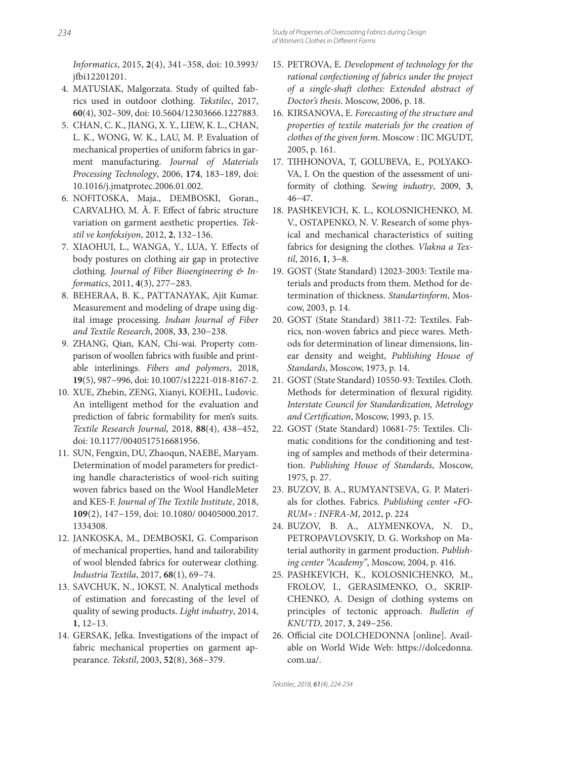*Informatics*, 2015, **2**(4), 341–358, doi: 10.3993/ jfbi12201201.

4. MATUSIAK, Malgorzata. Study of quilted fabrics used in outdoor clothing. *Tekstilec*, 2017, **60**(4), 302–309, doi: 10.5604/12303666.1227883.
5. CHAN, C. K., JIANG, X. Y., LIEW, K. L., CHAN, L. K., WONG, W. K., LAU, M. P. Evaluation of mechanical properties of uniform fabrics in garment manufacturing. *Journal of Materials Processing Technology*, 2006, **174**, 183–189, doi: 10.1016/j.jmatprotec.2006.01.002.
6. NOFITOSKA, Maja., DEMBOSKI, Goran., CARVALHO, M. Â. F. Effect of fabric structure variation on garment aesthetic properties. *Tekstil ve konfeksiyon*, 2012, **2**, 132–136.
7. XIAOHUI, L., WANGA, Y., LUA, Y. Effects of body postures on clothing air gap in protective clothing. *Journal of Fiber Bioengineering & Informatics*, 2011, **4**(3), 277−283.
8. BEHERAA, B. K., PATTANAYAK, Ajit Kumar. Measurement and modeling of drape using digital image processing. *Indıan Journal of Fiber and Textile Research*, 2008, **33**, 230−238.
9. ZHANG, Qian, KAN, Chi-wai. Property comparison of woollen fabrics with fusible and printable interlinings. *Fibers and polymers*, 2018, **19**(5), 987−996, doi: 10.1007/s12221-018-8167-2.
10. XUE, Zhebin, ZENG, Xianyi, KOEHL, Ludovic. An intelligent method for the evaluation and prediction of fabric formability for men's suits. *Textile Research Journal*, 2018, **88**(4), 438−452, doi: 10.1177/0040517516681956.
11. SUN, Fengxin, DU, Zhaoqun, NAEBE, Maryam. Determination of model parameters for predicting handle characteristics of wool-rich suiting woven fabrics based on the Wool HandleMeter and KES-F. *Journal of The Textile Institute*, 2018, **109**(2), 147−159, doi: 10.1080/ 00405000.2017. 1334308.
12. JANKOSKA, M., DEMBOSKI, G. Comparison of mechanical properties, hand and tailorability of wool blended fabrics for outerwear clothing. *Industria Textila*, 2017, **68**(1), 69−74.
13. SAVCHUK, N., IOKST, N. Analytical methods of estimation and forecasting of the level of quality of sewing products. *Light industry*, 2014, **1**, 12–13.
14. GERSAK, Jelka. Investigations of the impact of fabric mechanical properties on garment appearance. *Tekstil*, 2003, **52**(8), 368−379.
15. PETROVA, E. *Development of technology for the rational confectioning of fabrics under the project of a single-shaft clothes: Extended abstract of Doctor's thesis*. Moscow, 2006, p. 18.
16. KIRSANOVA, E. *Forecasting of the structure and properties of textile materials for the creation of clothes of the given form*. Moscow : IIC MGUDT, 2005, p. 161.
17. TIHHONOVA, T, GOLUBEVA, E., POLYAKOVA, I. On the question of the assessment of uniformity of clothing. *Sewing industry*, 2009, **3**, 46−47.
18. PASHKEVICH, K. L., KOLOSNICHENKO, M. V., OSTAPENKO, N. V. Research of some physical and mechanical characteristics of suiting fabrics for designing the clothes. *Vlakna a Textil*, 2016, **1**, 3–8.
19. GOST (State Standard) 12023-2003: Textile materials and products from them. Method for determination of thickness. *Standartinform*, Moscow, 2003, p. 14.
20. GOST (State Standard) 3811-72: Textiles. Fabrics, non-woven fabrics and piece wares. Methods for determination of linear dimensions, linear density and weight, *Publishing House of Standards*, Moscow, 1973, p. 14.
21. GOST (State Standard) 10550-93: Textiles. Cloth. Methods for determination of flexural rigidity. *Interstate Council for Standardization, Metrology and Certification*, Moscow, 1993, p. 15.
22. GOST (State Standard) 10681-75: Textiles. Climatic conditions for the conditioning and testing of samples and methods of their determination. *Publishing House of Standards*, Moscow, 1975, p. 27.
23. BUZOV, B. A., RUMYANTSEVA, G. P. Materials for clothes. Fabrics. *Publishing center «FORUM» : INFRA-M*, 2012, p. 224
24. BUZOV, B. A., ALYMENKOVA, N. D., PETROPAVLOVSKIY, D. G. Workshop on Material authority in garment production. *Publishing center "Academy"*, Moscow, 2004, p. 416.
25. PASHKEVICH, K., KOLOSNICHENKO, M., FROLOV, I., GERASIMENKO, O., SKRIPCHENKO, A. Design of clothing systems on principles of tectonic approach. *Bulletin of KNUTD*, 2017, **3**, 249−256.
26. Official cite DOLCHEDONNA [online]. Available on World Wide Web: https://dolcedonna.com.ua/.